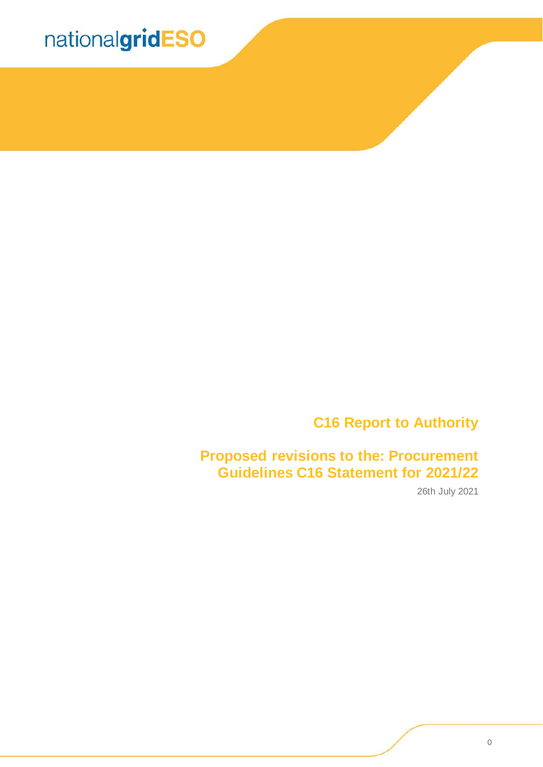nationalgridESO

# C16 Report to Authority

## Proposed revisions to the: Procurement Guidelines C16 Statement for 2021/22

26th July 2021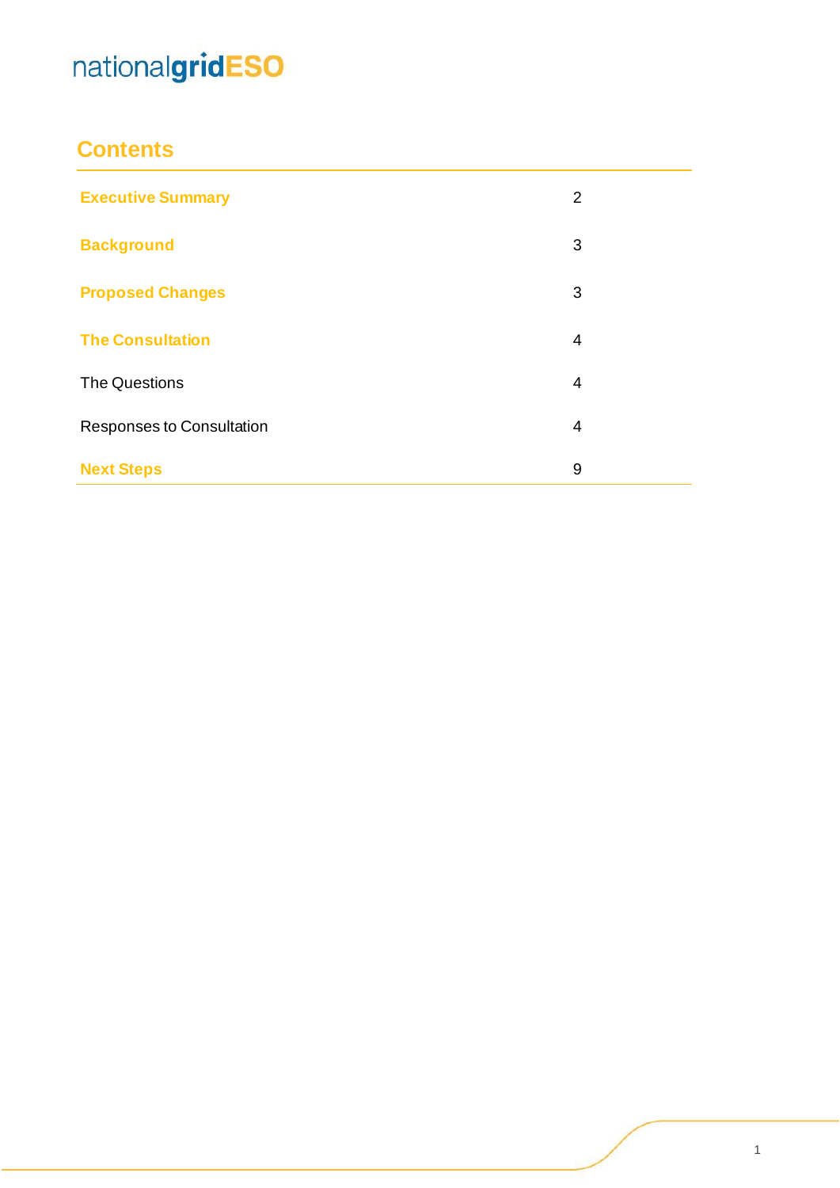## Contents

| | |
|---|---|
| **Executive Summary** | 2 |
| **Background** | 3 |
| **Proposed Changes** | 3 |
| **The Consultation** | 4 |
| The Questions | 4 |
| Responses to Consultation | 4 |
| **Next Steps** | 9 |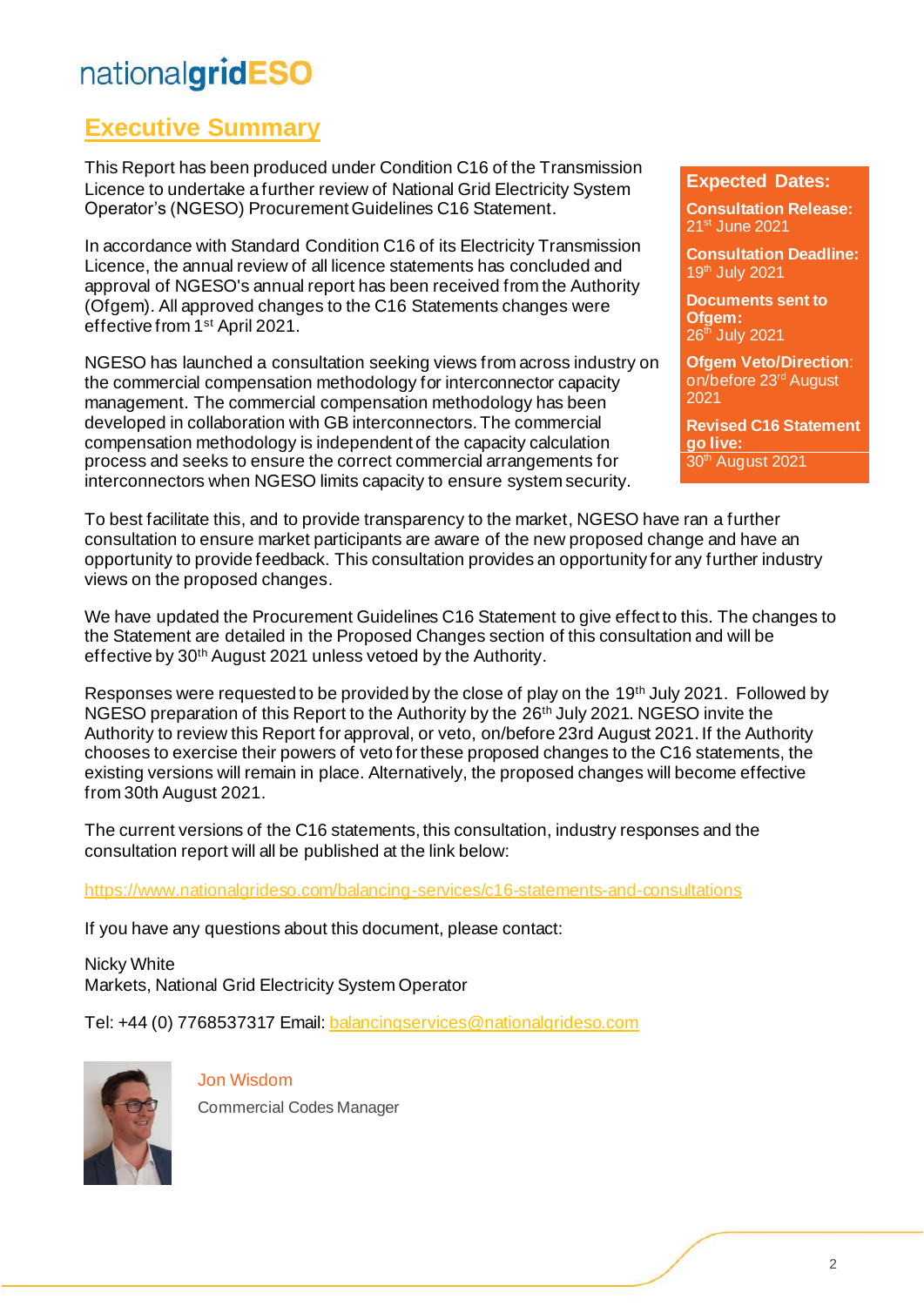nationalgridESO

## Executive Summary

This Report has been produced under Condition C16 of the Transmission Licence to undertake a further review of National Grid Electricity System Operator's (NGESO) Procurement Guidelines C16 Statement.

In accordance with Standard Condition C16 of its Electricity Transmission Licence, the annual review of all licence statements has concluded and approval of NGESO's annual report has been received from the Authority (Ofgem). All approved changes to the C16 Statements changes were effective from 1st April 2021.

NGESO has launched a consultation seeking views from across industry on the commercial compensation methodology for interconnector capacity management. The commercial compensation methodology has been developed in collaboration with GB interconnectors. The commercial compensation methodology is independent of the capacity calculation process and seeks to ensure the correct commercial arrangements for interconnectors when NGESO limits capacity to ensure system security.

**Expected Dates:**

**Consultation Release:** 21st June 2021

**Consultation Deadline:** 19th July 2021

**Documents sent to Ofgem:** 26th July 2021

**Ofgem Veto/Direction:** on/before 23rd August 2021

**Revised C16 Statement go live:** 30th August 2021

To best facilitate this, and to provide transparency to the market, NGESO have ran a further consultation to ensure market participants are aware of the new proposed change and have an opportunity to provide feedback. This consultation provides an opportunity for any further industry views on the proposed changes.

We have updated the Procurement Guidelines C16 Statement to give effect to this. The changes to the Statement are detailed in the Proposed Changes section of this consultation and will be effective by 30th August 2021 unless vetoed by the Authority.

Responses were requested to be provided by the close of play on the 19th July 2021. Followed by NGESO preparation of this Report to the Authority by the 26th July 2021. NGESO invite the Authority to review this Report for approval, or veto, on/before 23rd August 2021. If the Authority chooses to exercise their powers of veto for these proposed changes to the C16 statements, the existing versions will remain in place. Alternatively, the proposed changes will become effective from 30th August 2021.

The current versions of the C16 statements, this consultation, industry responses and the consultation report will all be published at the link below:

https://www.nationalgrideso.com/balancing-services/c16-statements-and-consultations

If you have any questions about this document, please contact:

Nicky White
Markets, National Grid Electricity System Operator

Tel: +44 (0) 7768537317 Email: balancingservices@nationalgrideso.com

Jon Wisdom
Commercial Codes Manager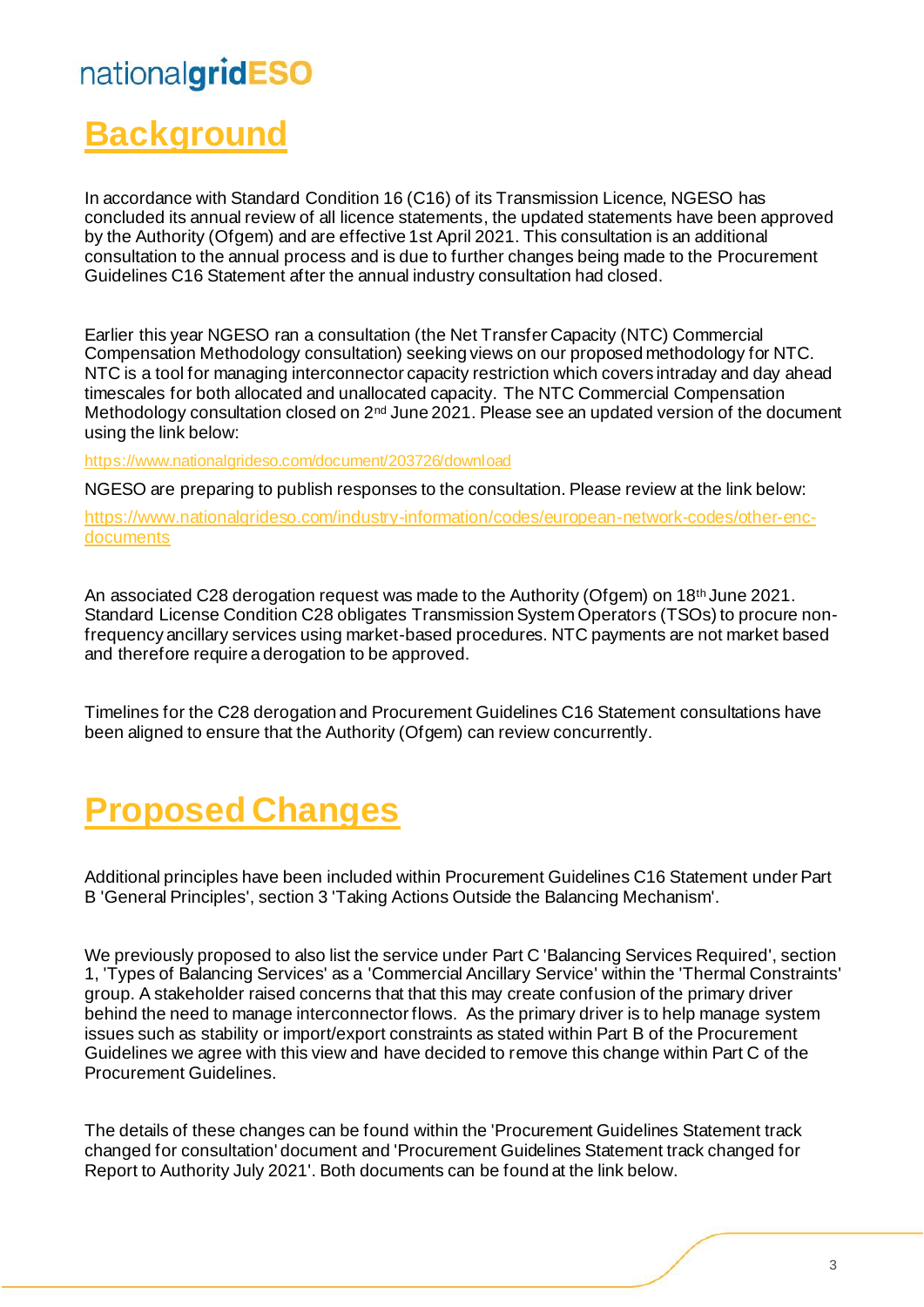# Background

In accordance with Standard Condition 16 (C16) of its Transmission Licence, NGESO has concluded its annual review of all licence statements, the updated statements have been approved by the Authority (Ofgem) and are effective 1st April 2021. This consultation is an additional consultation to the annual process and is due to further changes being made to the Procurement Guidelines C16 Statement after the annual industry consultation had closed.

Earlier this year NGESO ran a consultation (the Net Transfer Capacity (NTC) Commercial Compensation Methodology consultation) seeking views on our proposed methodology for NTC. NTC is a tool for managing interconnector capacity restriction which covers intraday and day ahead timescales for both allocated and unallocated capacity. The NTC Commercial Compensation Methodology consultation closed on 2nd June 2021. Please see an updated version of the document using the link below:

https://www.nationalgrideso.com/document/203726/download

NGESO are preparing to publish responses to the consultation. Please review at the link below:

https://www.nationalgrideso.com/industry-information/codes/european-network-codes/other-enc-documents

An associated C28 derogation request was made to the Authority (Ofgem) on 18th June 2021. Standard License Condition C28 obligates Transmission System Operators (TSOs) to procure non-frequency ancillary services using market-based procedures. NTC payments are not market based and therefore require a derogation to be approved.

Timelines for the C28 derogation and Procurement Guidelines C16 Statement consultations have been aligned to ensure that the Authority (Ofgem) can review concurrently.

# Proposed Changes

Additional principles have been included within Procurement Guidelines C16 Statement under Part B 'General Principles', section 3 'Taking Actions Outside the Balancing Mechanism'.

We previously proposed to also list the service under Part C 'Balancing Services Required', section 1, 'Types of Balancing Services' as a 'Commercial Ancillary Service' within the 'Thermal Constraints' group. A stakeholder raised concerns that that this may create confusion of the primary driver behind the need to manage interconnector flows. As the primary driver is to help manage system issues such as stability or import/export constraints as stated within Part B of the Procurement Guidelines we agree with this view and have decided to remove this change within Part C of the Procurement Guidelines.

The details of these changes can be found within the 'Procurement Guidelines Statement track changed for consultation' document and 'Procurement Guidelines Statement track changed for Report to Authority July 2021'. Both documents can be found at the link below.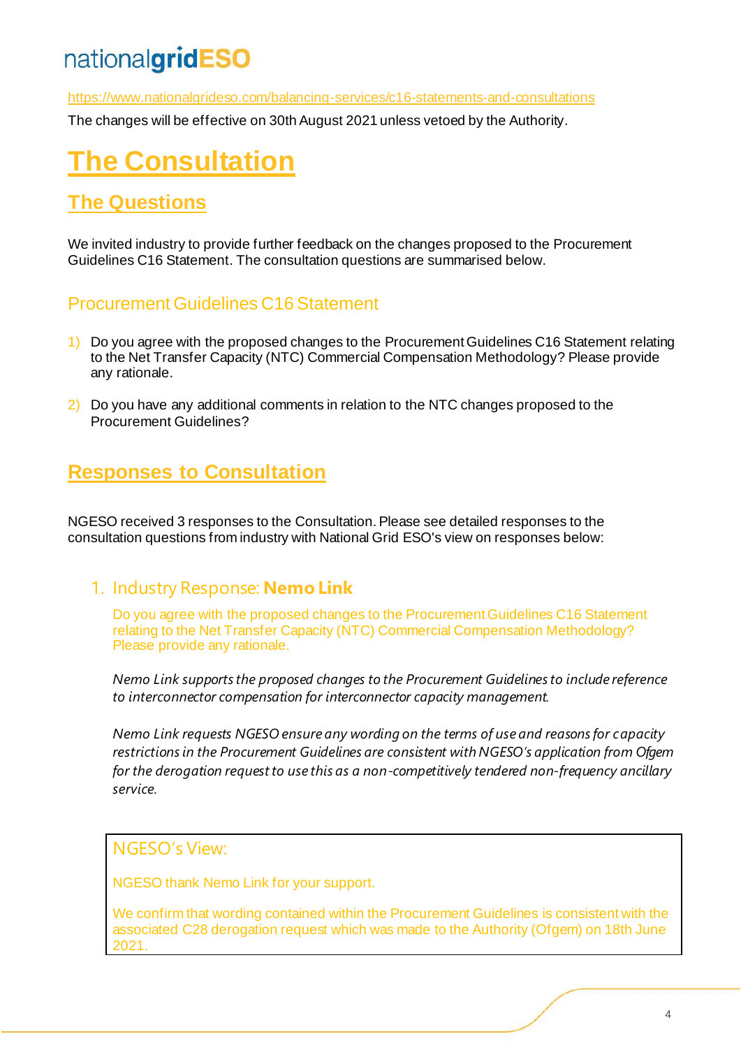https://www.nationalgrideso.com/balancing-services/c16-statements-and-consultations

The changes will be effective on 30th August 2021 unless vetoed by the Authority.

# The Consultation

## The Questions

We invited industry to provide further feedback on the changes proposed to the Procurement Guidelines C16 Statement. The consultation questions are summarised below.

### Procurement Guidelines C16 Statement

1) Do you agree with the proposed changes to the Procurement Guidelines C16 Statement relating to the Net Transfer Capacity (NTC) Commercial Compensation Methodology? Please provide any rationale.

2) Do you have any additional comments in relation to the NTC changes proposed to the Procurement Guidelines?

## Responses to Consultation

NGESO received 3 responses to the Consultation. Please see detailed responses to the consultation questions from industry with National Grid ESO's view on responses below:

### 1. Industry Response: **Nemo Link**

Do you agree with the proposed changes to the Procurement Guidelines C16 Statement relating to the Net Transfer Capacity (NTC) Commercial Compensation Methodology? Please provide any rationale.

*Nemo Link supports the proposed changes to the Procurement Guidelines to include reference to interconnector compensation for interconnector capacity management.*

*Nemo Link requests NGESO ensure any wording on the terms of use and reasons for capacity restrictions in the Procurement Guidelines are consistent with NGESO's application from Ofgem for the derogation request to use this as a non-competitively tendered non-frequency ancillary service.*

> NGESO's View:
>
> NGESO thank Nemo Link for your support.
>
> We confirm that wording contained within the Procurement Guidelines is consistent with the associated C28 derogation request which was made to the Authority (Ofgem) on 18th June 2021.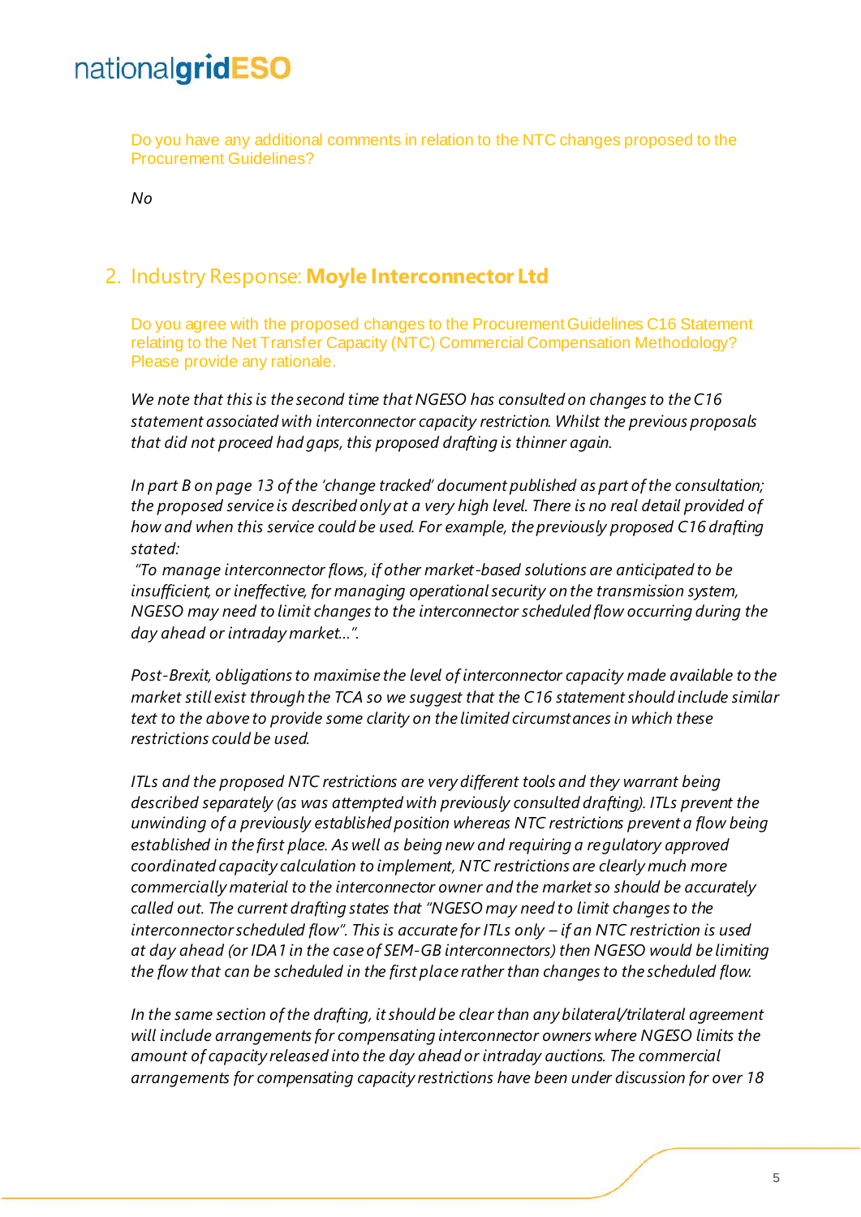Do you have any additional comments in relation to the NTC changes proposed to the Procurement Guidelines?

*No*

## 2. Industry Response: **Moyle Interconnector Ltd**

Do you agree with the proposed changes to the Procurement Guidelines C16 Statement relating to the Net Transfer Capacity (NTC) Commercial Compensation Methodology? Please provide any rationale.

*We note that this is the second time that NGESO has consulted on changes to the C16 statement associated with interconnector capacity restriction. Whilst the previous proposals that did not proceed had gaps, this proposed drafting is thinner again.*

*In part B on page 13 of the 'change tracked' document published as part of the consultation; the proposed service is described only at a very high level. There is no real detail provided of how and when this service could be used. For example, the previously proposed C16 drafting stated:*

*"To manage interconnector flows, if other market-based solutions are anticipated to be insufficient, or ineffective, for managing operational security on the transmission system, NGESO may need to limit changes to the interconnector scheduled flow occurring during the day ahead or intraday market…".*

*Post-Brexit, obligations to maximise the level of interconnector capacity made available to the market still exist through the TCA so we suggest that the C16 statement should include similar text to the above to provide some clarity on the limited circumstances in which these restrictions could be used.*

*ITLs and the proposed NTC restrictions are very different tools and they warrant being described separately (as was attempted with previously consulted drafting). ITLs prevent the unwinding of a previously established position whereas NTC restrictions prevent a flow being established in the first place. As well as being new and requiring a regulatory approved coordinated capacity calculation to implement, NTC restrictions are clearly much more commercially material to the interconnector owner and the market so should be accurately called out. The current drafting states that "NGESO may need to limit changes to the interconnector scheduled flow". This is accurate for ITLs only – if an NTC restriction is used at day ahead (or IDA1 in the case of SEM-GB interconnectors) then NGESO would be limiting the flow that can be scheduled in the first place rather than changes to the scheduled flow.*

*In the same section of the drafting, it should be clear than any bilateral/trilateral agreement will include arrangements for compensating interconnector owners where NGESO limits the amount of capacity released into the day ahead or intraday auctions. The commercial arrangements for compensating capacity restrictions have been under discussion for over 18*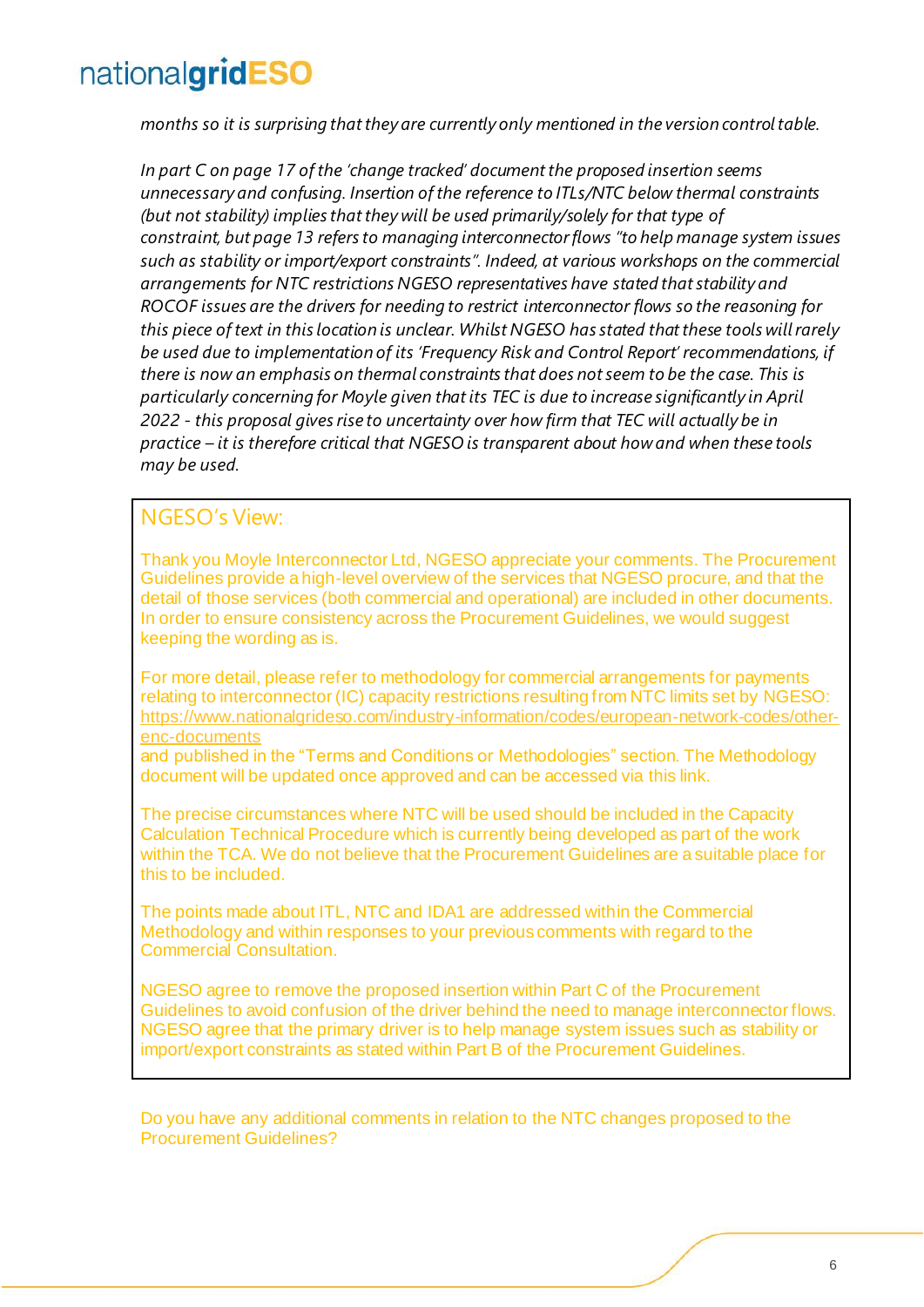*months so it is surprising that they are currently only mentioned in the version control table.*

*In part C on page 17 of the 'change tracked' document the proposed insertion seems unnecessary and confusing. Insertion of the reference to ITLs/NTC below thermal constraints (but not stability) implies that they will be used primarily/solely for that type of constraint, but page 13 refers to managing interconnector flows "to help manage system issues such as stability or import/export constraints". Indeed, at various workshops on the commercial arrangements for NTC restrictions NGESO representatives have stated that stability and ROCOF issues are the drivers for needing to restrict interconnector flows so the reasoning for this piece of text in this location is unclear. Whilst NGESO has stated that these tools will rarely be used due to implementation of its 'Frequency Risk and Control Report' recommendations, if there is now an emphasis on thermal constraints that does not seem to be the case. This is particularly concerning for Moyle given that its TEC is due to increase significantly in April 2022 - this proposal gives rise to uncertainty over how firm that TEC will actually be in practice – it is therefore critical that NGESO is transparent about how and when these tools may be used.*

NGESO's View:

Thank you Moyle Interconnector Ltd, NGESO appreciate your comments. The Procurement Guidelines provide a high-level overview of the services that NGESO procure, and that the detail of those services (both commercial and operational) are included in other documents. In order to ensure consistency across the Procurement Guidelines, we would suggest keeping the wording as is.

For more detail, please refer to methodology for commercial arrangements for payments relating to interconnector (IC) capacity restrictions resulting from NTC limits set by NGESO: https://www.nationalgrideso.com/industry-information/codes/european-network-codes/other-enc-documents
and published in the "Terms and Conditions or Methodologies" section. The Methodology document will be updated once approved and can be accessed via this link.

The precise circumstances where NTC will be used should be included in the Capacity Calculation Technical Procedure which is currently being developed as part of the work within the TCA. We do not believe that the Procurement Guidelines are a suitable place for this to be included.

The points made about ITL, NTC and IDA1 are addressed within the Commercial Methodology and within responses to your previous comments with regard to the Commercial Consultation.

NGESO agree to remove the proposed insertion within Part C of the Procurement Guidelines to avoid confusion of the driver behind the need to manage interconnector flows. NGESO agree that the primary driver is to help manage system issues such as stability or import/export constraints as stated within Part B of the Procurement Guidelines.

Do you have any additional comments in relation to the NTC changes proposed to the Procurement Guidelines?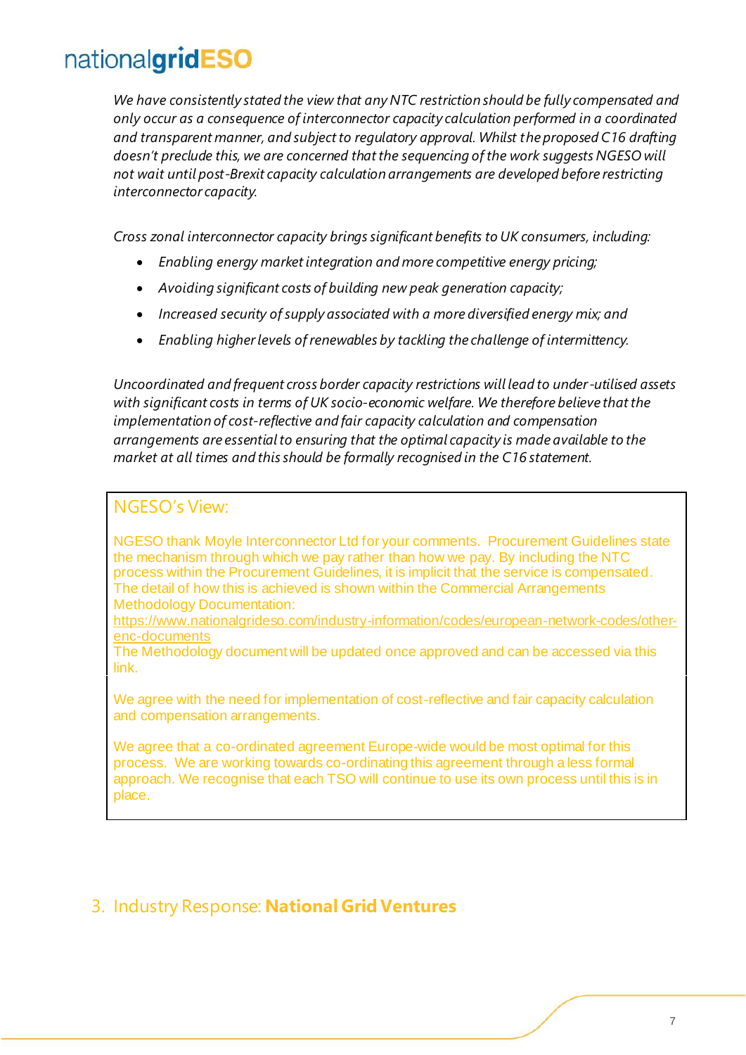*We have consistently stated the view that any NTC restriction should be fully compensated and only occur as a consequence of interconnector capacity calculation performed in a coordinated and transparent manner, and subject to regulatory approval. Whilst the proposed C16 drafting doesn't preclude this, we are concerned that the sequencing of the work suggests NGESO will not wait until post-Brexit capacity calculation arrangements are developed before restricting interconnector capacity.*

*Cross zonal interconnector capacity brings significant benefits to UK consumers, including:*

- *Enabling energy market integration and more competitive energy pricing;*
- *Avoiding significant costs of building new peak generation capacity;*
- *Increased security of supply associated with a more diversified energy mix; and*
- *Enabling higher levels of renewables by tackling the challenge of intermittency.*

*Uncoordinated and frequent cross border capacity restrictions will lead to under-utilised assets with significant costs in terms of UK socio-economic welfare. We therefore believe that the implementation of cost-reflective and fair capacity calculation and compensation arrangements are essential to ensuring that the optimal capacity is made available to the market at all times and this should be formally recognised in the C16 statement.*

> NGESO's View:
>
> NGESO thank Moyle Interconnector Ltd for your comments. Procurement Guidelines state the mechanism through which we pay rather than how we pay. By including the NTC process within the Procurement Guidelines, it is implicit that the service is compensated. The detail of how this is achieved is shown within the Commercial Arrangements Methodology Documentation:
> https://www.nationalgrideso.com/industry-information/codes/european-network-codes/other-enc-documents
> The Methodology document will be updated once approved and can be accessed via this link.
>
> We agree with the need for implementation of cost-reflective and fair capacity calculation and compensation arrangements.
>
> We agree that a co-ordinated agreement Europe-wide would be most optimal for this process. We are working towards co-ordinating this agreement through a less formal approach. We recognise that each TSO will continue to use its own process until this is in place.

## 3. Industry Response: **National Grid Ventures**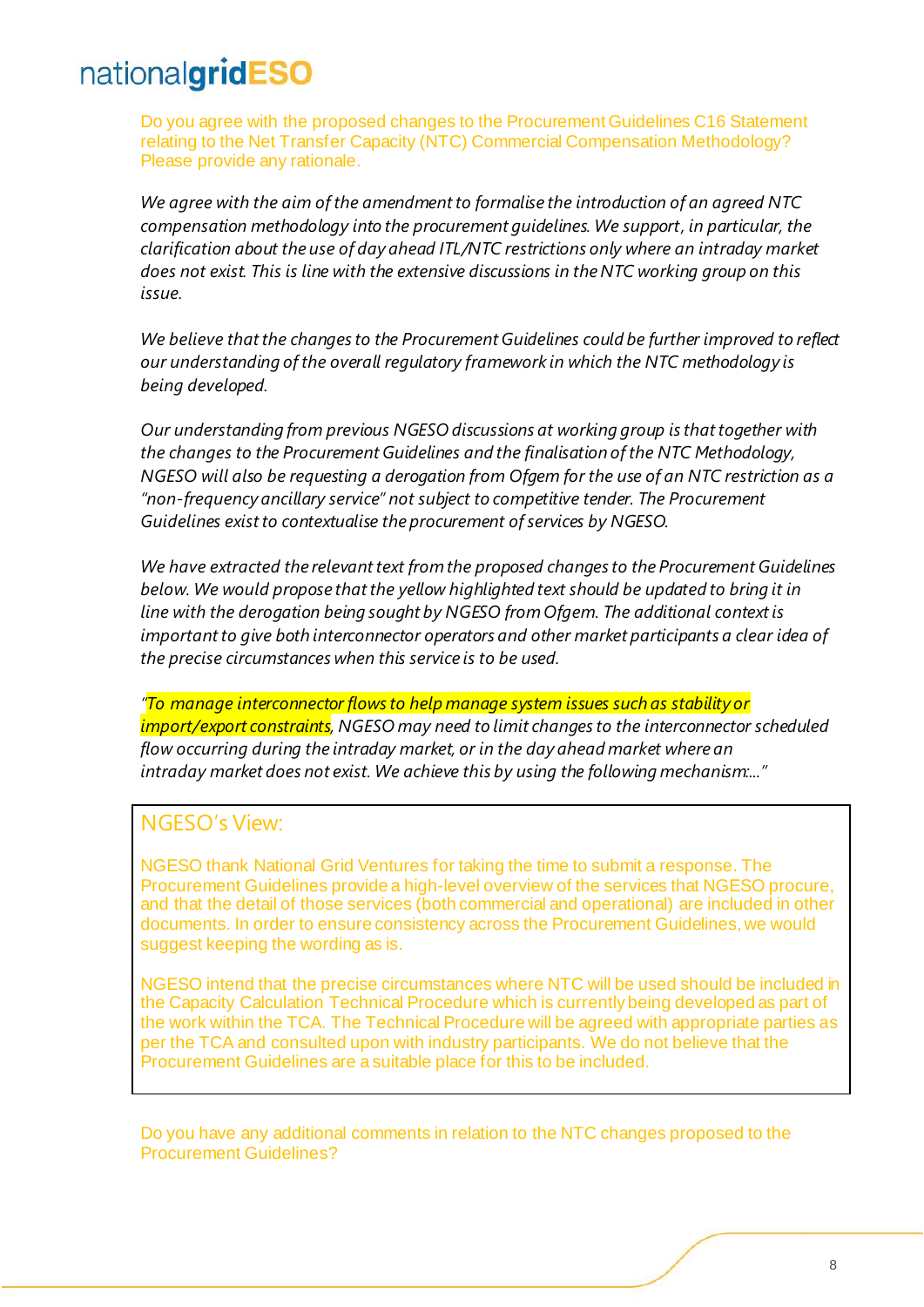Do you agree with the proposed changes to the Procurement Guidelines C16 Statement relating to the Net Transfer Capacity (NTC) Commercial Compensation Methodology? Please provide any rationale.

*We agree with the aim of the amendment to formalise the introduction of an agreed NTC compensation methodology into the procurement guidelines. We support, in particular, the clarification about the use of day ahead ITL/NTC restrictions only where an intraday market does not exist. This is line with the extensive discussions in the NTC working group on this issue.*

*We believe that the changes to the Procurement Guidelines could be further improved to reflect our understanding of the overall regulatory framework in which the NTC methodology is being developed.*

*Our understanding from previous NGESO discussions at working group is that together with the changes to the Procurement Guidelines and the finalisation of the NTC Methodology, NGESO will also be requesting a derogation from Ofgem for the use of an NTC restriction as a "non-frequency ancillary service" not subject to competitive tender. The Procurement Guidelines exist to contextualise the procurement of services by NGESO.*

*We have extracted the relevant text from the proposed changes to the Procurement Guidelines below. We would propose that the yellow highlighted text should be updated to bring it in line with the derogation being sought by NGESO from Ofgem. The additional context is important to give both interconnector operators and other market participants a clear idea of the precise circumstances when this service is to be used.*

*"To manage interconnector flows to help manage system issues such as stability or import/export constraints, NGESO may need to limit changes to the interconnector scheduled flow occurring during the intraday market, or in the day ahead market where an intraday market does not exist. We achieve this by using the following mechanism:..."*

> NGESO's View:
>
> NGESO thank National Grid Ventures for taking the time to submit a response. The Procurement Guidelines provide a high-level overview of the services that NGESO procure, and that the detail of those services (both commercial and operational) are included in other documents. In order to ensure consistency across the Procurement Guidelines, we would suggest keeping the wording as is.
>
> NGESO intend that the precise circumstances where NTC will be used should be included in the Capacity Calculation Technical Procedure which is currently being developed as part of the work within the TCA. The Technical Procedure will be agreed with appropriate parties as per the TCA and consulted upon with industry participants. We do not believe that the Procurement Guidelines are a suitable place for this to be included.

Do you have any additional comments in relation to the NTC changes proposed to the Procurement Guidelines?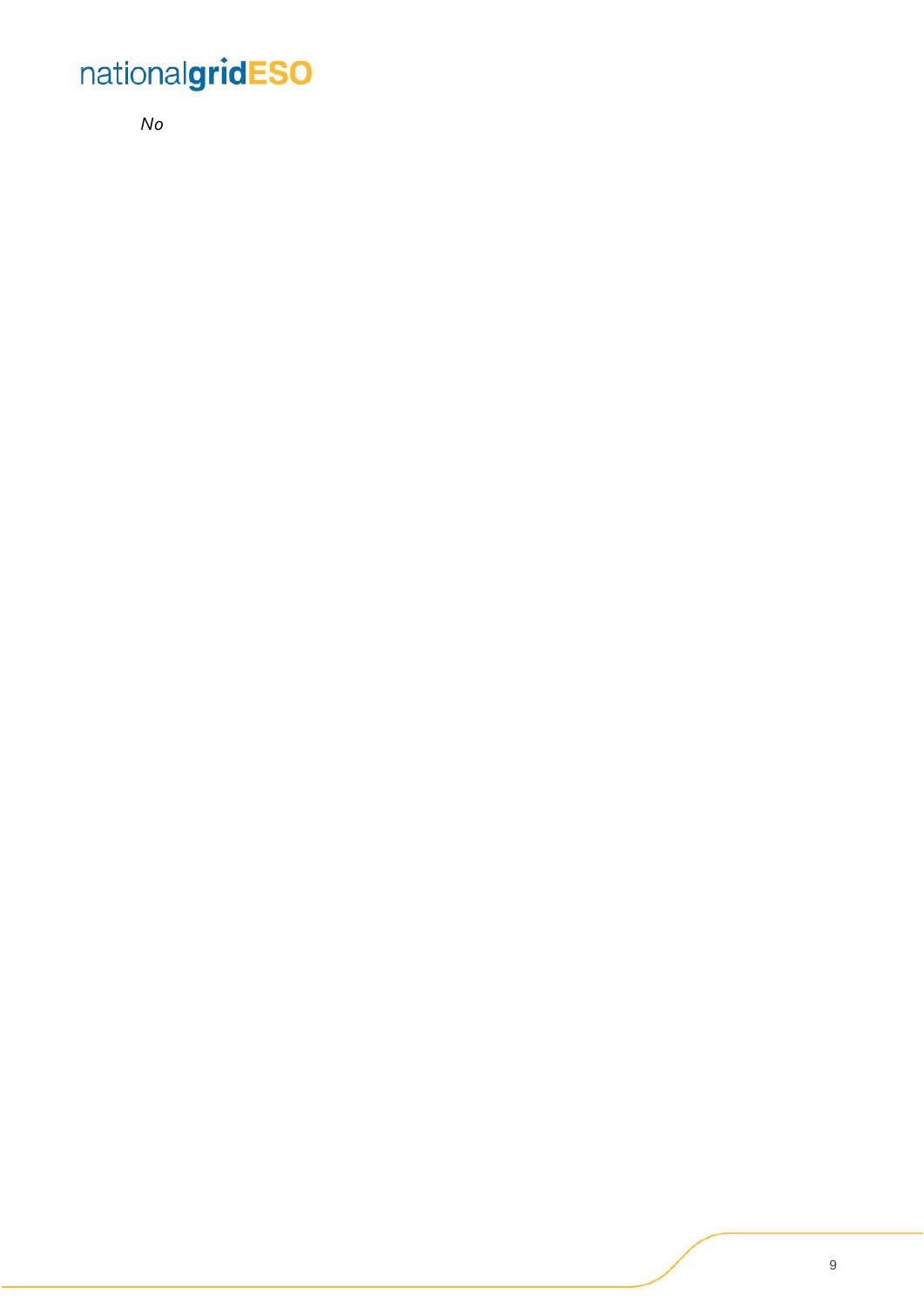*No*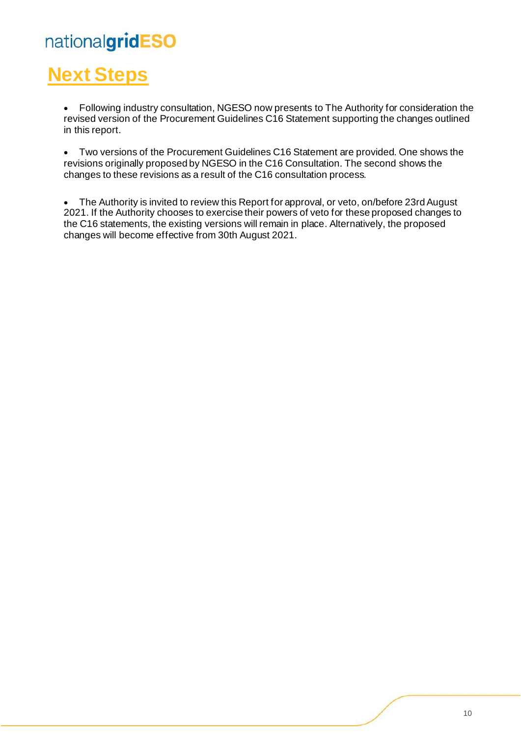# Next Steps

- Following industry consultation, NGESO now presents to The Authority for consideration the revised version of the Procurement Guidelines C16 Statement supporting the changes outlined in this report.

- Two versions of the Procurement Guidelines C16 Statement are provided. One shows the revisions originally proposed by NGESO in the C16 Consultation. The second shows the changes to these revisions as a result of the C16 consultation process.

- The Authority is invited to review this Report for approval, or veto, on/before 23rd August 2021. If the Authority chooses to exercise their powers of veto for these proposed changes to the C16 statements, the existing versions will remain in place. Alternatively, the proposed changes will become effective from 30th August 2021.